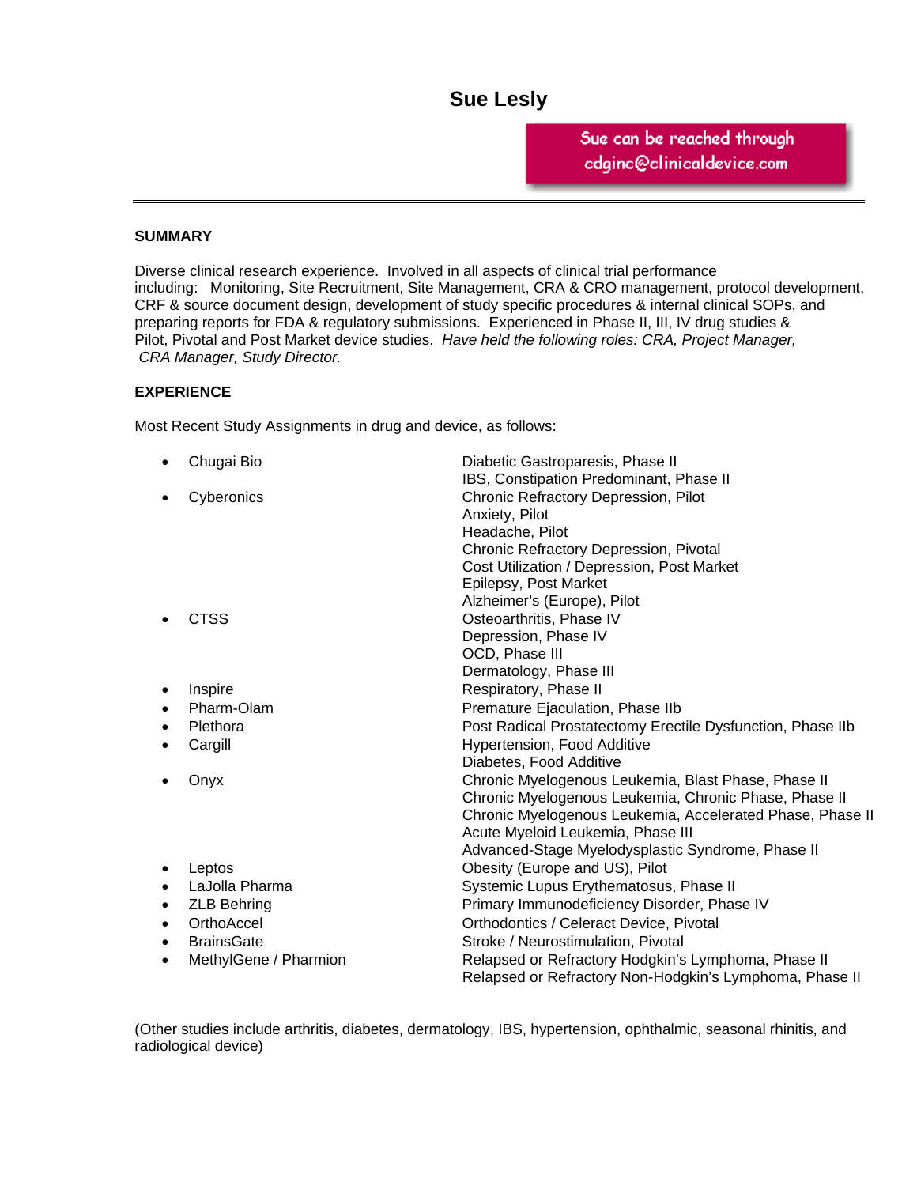# Sue Lesly

Sue can be reached through cdginc@clinicaldevice.com

## SUMMARY

Diverse clinical research experience. Involved in all aspects of clinical trial performance including: Monitoring, Site Recruitment, Site Management, CRA & CRO management, protocol development, CRF & source document design, development of study specific procedures & internal clinical SOPs, and preparing reports for FDA & regulatory submissions. Experienced in Phase II, III, IV drug studies & Pilot, Pivotal and Post Market device studies. *Have held the following roles: CRA, Project Manager, CRA Manager, Study Director.*

## EXPERIENCE

Most Recent Study Assignments in drug and device, as follows:

| Sponsor | Study |
|---|---|
| • Chugai Bio | Diabetic Gastroparesis, Phase II |
| | IBS, Constipation Predominant, Phase II |
| • Cyberonics | Chronic Refractory Depression, Pilot |
| | Anxiety, Pilot |
| | Headache, Pilot |
| | Chronic Refractory Depression, Pivotal |
| | Cost Utilization / Depression, Post Market |
| | Epilepsy, Post Market |
| | Alzheimer's (Europe), Pilot |
| • CTSS | Osteoarthritis, Phase IV |
| | Depression, Phase IV |
| | OCD, Phase III |
| | Dermatology, Phase III |
| • Inspire | Respiratory, Phase II |
| • Pharm-Olam | Premature Ejaculation, Phase IIb |
| • Plethora | Post Radical Prostatectomy Erectile Dysfunction, Phase IIb |
| • Cargill | Hypertension, Food Additive |
| | Diabetes, Food Additive |
| • Onyx | Chronic Myelogenous Leukemia, Blast Phase, Phase II |
| | Chronic Myelogenous Leukemia, Chronic Phase, Phase II |
| | Chronic Myelogenous Leukemia, Accelerated Phase, Phase II |
| | Acute Myeloid Leukemia, Phase III |
| | Advanced-Stage Myelodysplastic Syndrome, Phase II |
| • Leptos | Obesity (Europe and US), Pilot |
| • LaJolla Pharma | Systemic Lupus Erythematosus, Phase II |
| • ZLB Behring | Primary Immunodeficiency Disorder, Phase IV |
| • OrthoAccel | Orthodontics / Celeract Device, Pivotal |
| • BrainsGate | Stroke / Neurostimulation, Pivotal |
| • MethylGene / Pharmion | Relapsed or Refractory Hodgkin's Lymphoma, Phase II |
| | Relapsed or Refractory Non-Hodgkin's Lymphoma, Phase II |

(Other studies include arthritis, diabetes, dermatology, IBS, hypertension, ophthalmic, seasonal rhinitis, and radiological device)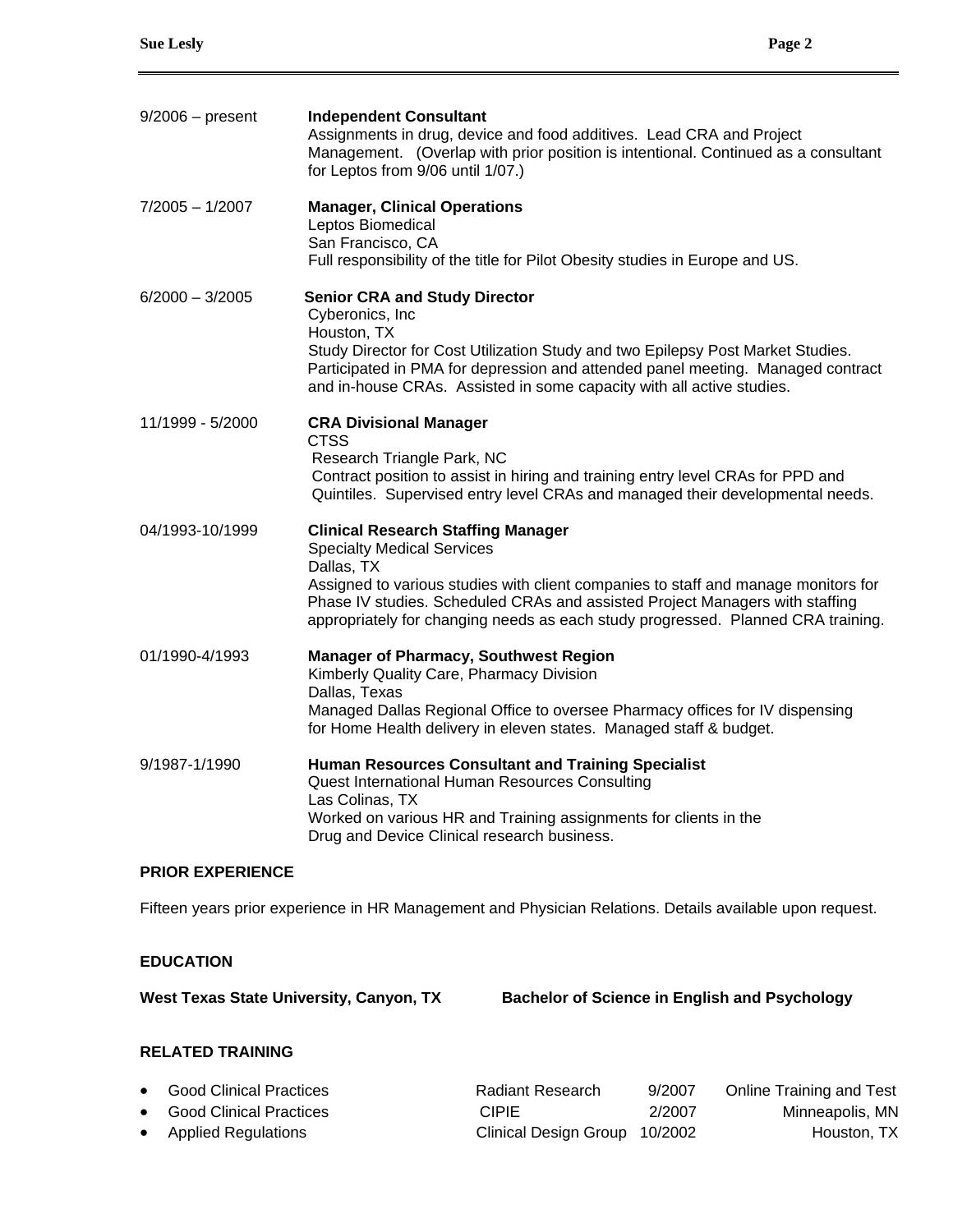**9/2006 – present** — **Independent Consultant**
Assignments in drug, device and food additives. Lead CRA and Project Management. (Overlap with prior position is intentional. Continued as a consultant for Leptos from 9/06 until 1/07.)

**7/2005 – 1/2007** — **Manager, Clinical Operations**
Leptos Biomedical
San Francisco, CA
Full responsibility of the title for Pilot Obesity studies in Europe and US.

**6/2000 – 3/2005** — **Senior CRA and Study Director**
Cyberonics, Inc
Houston, TX
Study Director for Cost Utilization Study and two Epilepsy Post Market Studies. Participated in PMA for depression and attended panel meeting. Managed contract and in-house CRAs. Assisted in some capacity with all active studies.

**11/1999 - 5/2000** — **CRA Divisional Manager**
CTSS
Research Triangle Park, NC
Contract position to assist in hiring and training entry level CRAs for PPD and Quintiles. Supervised entry level CRAs and managed their developmental needs.

**04/1993-10/1999** — **Clinical Research Staffing Manager**
Specialty Medical Services
Dallas, TX
Assigned to various studies with client companies to staff and manage monitors for Phase IV studies. Scheduled CRAs and assisted Project Managers with staffing appropriately for changing needs as each study progressed. Planned CRA training.

**01/1990-4/1993** — **Manager of Pharmacy, Southwest Region**
Kimberly Quality Care, Pharmacy Division
Dallas, Texas
Managed Dallas Regional Office to oversee Pharmacy offices for IV dispensing for Home Health delivery in eleven states. Managed staff & budget.

**9/1987-1/1990** — **Human Resources Consultant and Training Specialist**
Quest International Human Resources Consulting
Las Colinas, TX
Worked on various HR and Training assignments for clients in the Drug and Device Clinical research business.

## PRIOR EXPERIENCE

Fifteen years prior experience in HR Management and Physician Relations. Details available upon request.

## EDUCATION

**West Texas State University, Canyon, TX** — **Bachelor of Science in English and Psychology**

## RELATED TRAINING

| Course | Provider | Date | Location |
|---|---|---|---|
| Good Clinical Practices | Radiant Research | 9/2007 | Online Training and Test |
| Good Clinical Practices | CIPIE | 2/2007 | Minneapolis, MN |
| Applied Regulations | Clinical Design Group | 10/2002 | Houston, TX |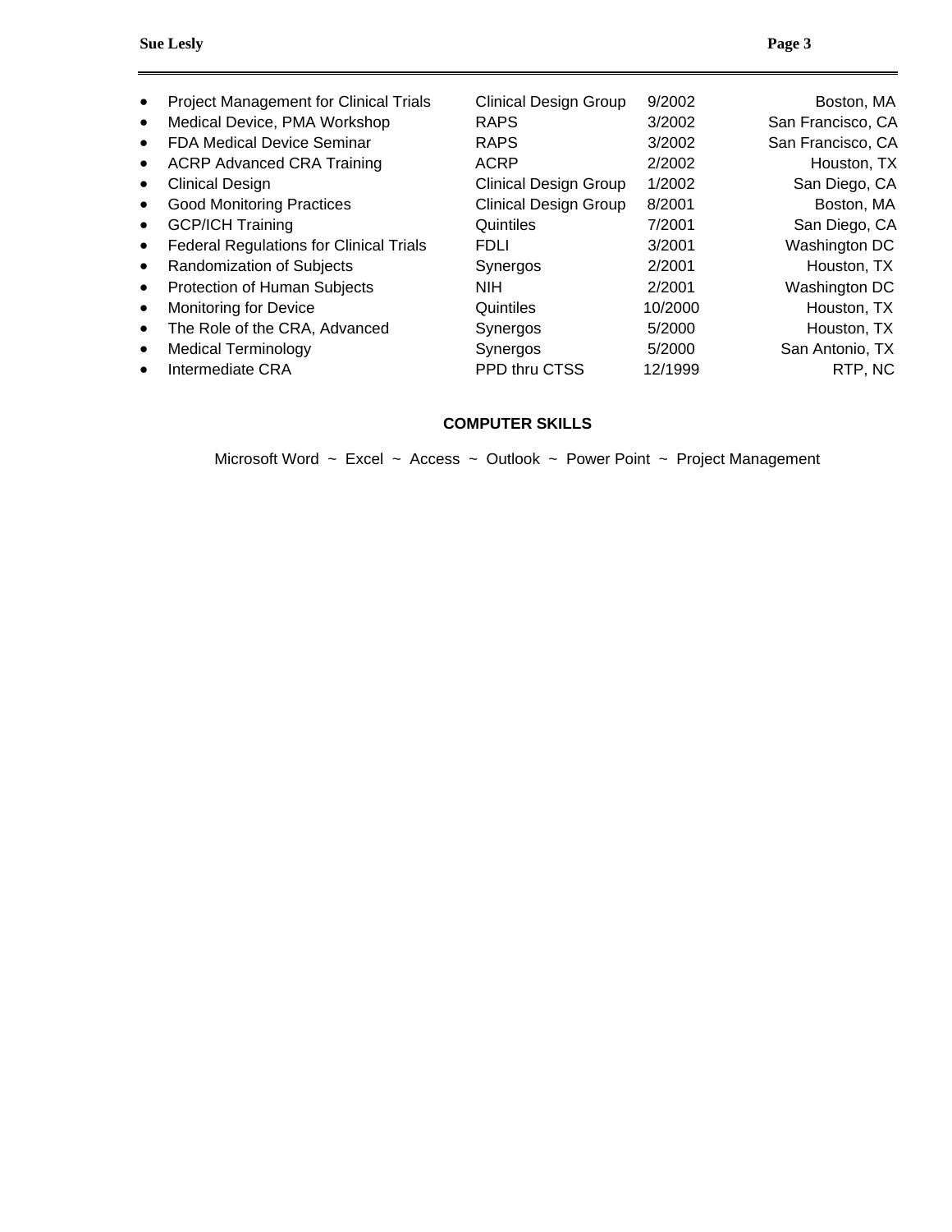- Project Management for Clinical Trials | Clinical Design Group | 9/2002 | Boston, MA
- Medical Device, PMA Workshop | RAPS | 3/2002 | San Francisco, CA
- FDA Medical Device Seminar | RAPS | 3/2002 | San Francisco, CA
- ACRP Advanced CRA Training | ACRP | 2/2002 | Houston, TX
- Clinical Design | Clinical Design Group | 1/2002 | San Diego, CA
- Good Monitoring Practices | Clinical Design Group | 8/2001 | Boston, MA
- GCP/ICH Training | Quintiles | 7/2001 | San Diego, CA
- Federal Regulations for Clinical Trials | FDLI | 3/2001 | Washington DC
- Randomization of Subjects | Synergos | 2/2001 | Houston, TX
- Protection of Human Subjects | NIH | 2/2001 | Washington DC
- Monitoring for Device | Quintiles | 10/2000 | Houston, TX
- The Role of the CRA, Advanced | Synergos | 5/2000 | Houston, TX
- Medical Terminology | Synergos | 5/2000 | San Antonio, TX
- Intermediate CRA | PPD thru CTSS | 12/1999 | RTP, NC

## COMPUTER SKILLS

Microsoft Word ~ Excel ~ Access ~ Outlook ~ Power Point ~ Project Management